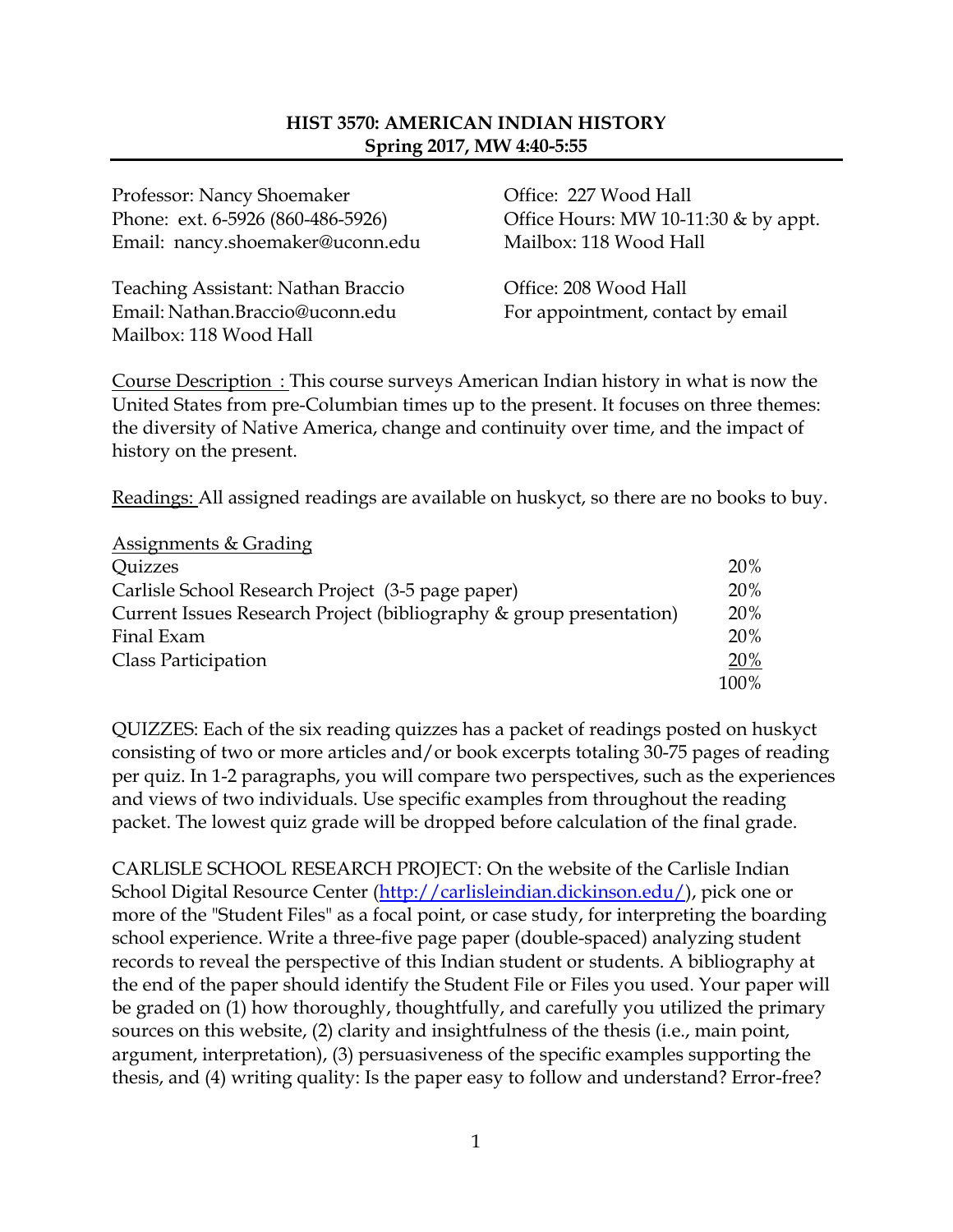# HIST 3570: AMERICAN INDIAN HISTORY
## Spring 2017, MW 4:40-5:55

Professor: Nancy Shoemaker
Phone: ext. 6-5926 (860-486-5926)
Email: nancy.shoemaker@uconn.edu

Office: 227 Wood Hall
Office Hours: MW 10-11:30 & by appt.
Mailbox: 118 Wood Hall

Teaching Assistant: Nathan Braccio
Email: Nathan.Braccio@uconn.edu
Mailbox: 118 Wood Hall

Office: 208 Wood Hall
For appointment, contact by email

Course Description : This course surveys American Indian history in what is now the United States from pre-Columbian times up to the present. It focuses on three themes: the diversity of Native America, change and continuity over time, and the impact of history on the present.

Readings: All assigned readings are available on huskyct, so there are no books to buy.

Assignments & Grading

| | |
|---|---|
| Quizzes | 20% |
| Carlisle School Research Project (3-5 page paper) | 20% |
| Current Issues Research Project (bibliography & group presentation) | 20% |
| Final Exam | 20% |
| Class Participation | 20% |
| | 100% |

QUIZZES: Each of the six reading quizzes has a packet of readings posted on huskyct consisting of two or more articles and/or book excerpts totaling 30-75 pages of reading per quiz. In 1-2 paragraphs, you will compare two perspectives, such as the experiences and views of two individuals. Use specific examples from throughout the reading packet. The lowest quiz grade will be dropped before calculation of the final grade.

CARLISLE SCHOOL RESEARCH PROJECT: On the website of the Carlisle Indian School Digital Resource Center (http://carlisleindian.dickinson.edu/), pick one or more of the "Student Files" as a focal point, or case study, for interpreting the boarding school experience. Write a three-five page paper (double-spaced) analyzing student records to reveal the perspective of this Indian student or students. A bibliography at the end of the paper should identify the Student File or Files you used. Your paper will be graded on (1) how thoroughly, thoughtfully, and carefully you utilized the primary sources on this website, (2) clarity and insightfulness of the thesis (i.e., main point, argument, interpretation), (3) persuasiveness of the specific examples supporting the thesis, and (4) writing quality: Is the paper easy to follow and understand? Error-free?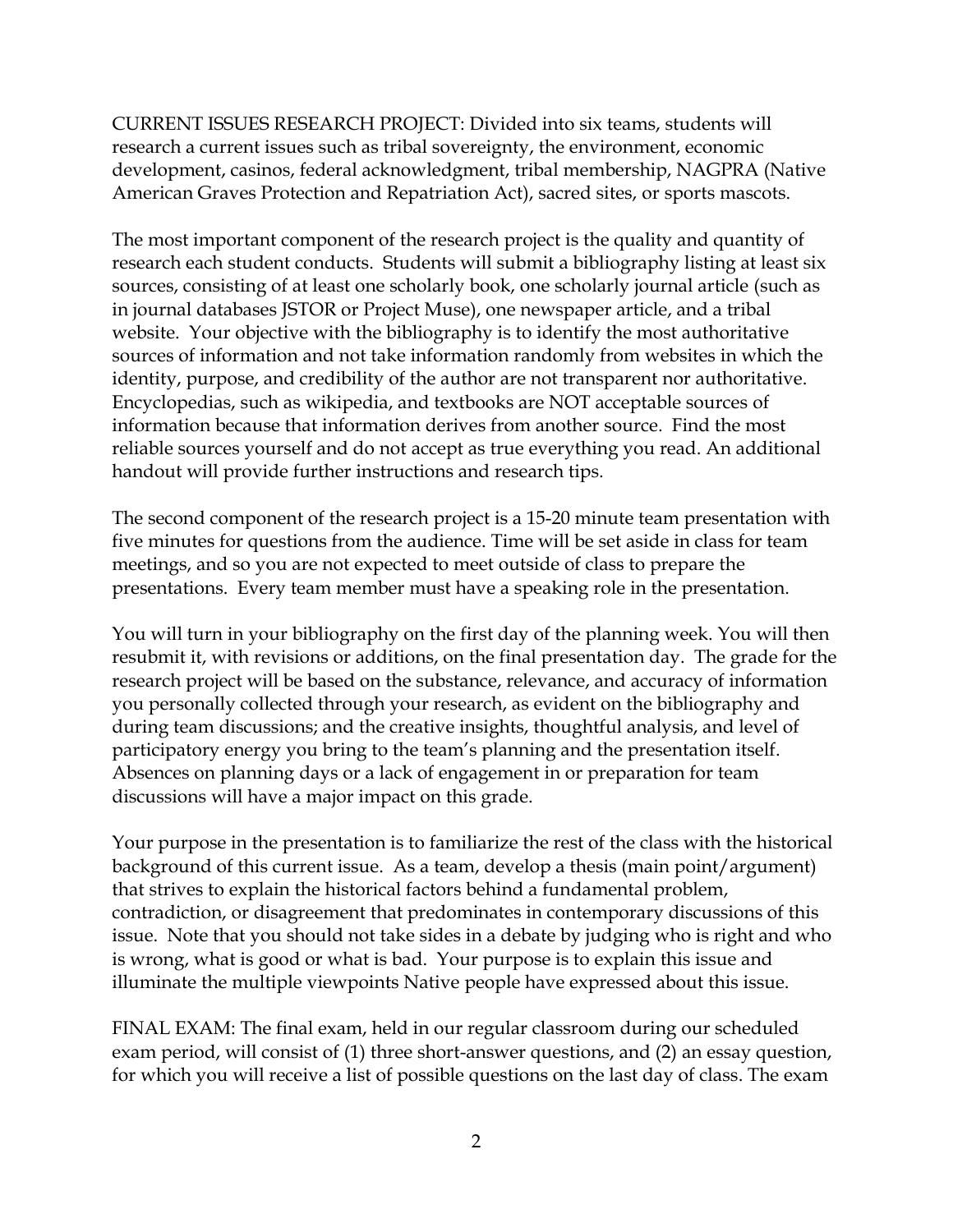CURRENT ISSUES RESEARCH PROJECT: Divided into six teams, students will research a current issues such as tribal sovereignty, the environment, economic development, casinos, federal acknowledgment, tribal membership, NAGPRA (Native American Graves Protection and Repatriation Act), sacred sites, or sports mascots.

The most important component of the research project is the quality and quantity of research each student conducts. Students will submit a bibliography listing at least six sources, consisting of at least one scholarly book, one scholarly journal article (such as in journal databases JSTOR or Project Muse), one newspaper article, and a tribal website. Your objective with the bibliography is to identify the most authoritative sources of information and not take information randomly from websites in which the identity, purpose, and credibility of the author are not transparent nor authoritative. Encyclopedias, such as wikipedia, and textbooks are NOT acceptable sources of information because that information derives from another source. Find the most reliable sources yourself and do not accept as true everything you read. An additional handout will provide further instructions and research tips.

The second component of the research project is a 15-20 minute team presentation with five minutes for questions from the audience. Time will be set aside in class for team meetings, and so you are not expected to meet outside of class to prepare the presentations. Every team member must have a speaking role in the presentation.

You will turn in your bibliography on the first day of the planning week. You will then resubmit it, with revisions or additions, on the final presentation day. The grade for the research project will be based on the substance, relevance, and accuracy of information you personally collected through your research, as evident on the bibliography and during team discussions; and the creative insights, thoughtful analysis, and level of participatory energy you bring to the team's planning and the presentation itself. Absences on planning days or a lack of engagement in or preparation for team discussions will have a major impact on this grade.

Your purpose in the presentation is to familiarize the rest of the class with the historical background of this current issue. As a team, develop a thesis (main point/argument) that strives to explain the historical factors behind a fundamental problem, contradiction, or disagreement that predominates in contemporary discussions of this issue. Note that you should not take sides in a debate by judging who is right and who is wrong, what is good or what is bad. Your purpose is to explain this issue and illuminate the multiple viewpoints Native people have expressed about this issue.

FINAL EXAM: The final exam, held in our regular classroom during our scheduled exam period, will consist of (1) three short-answer questions, and (2) an essay question, for which you will receive a list of possible questions on the last day of class. The exam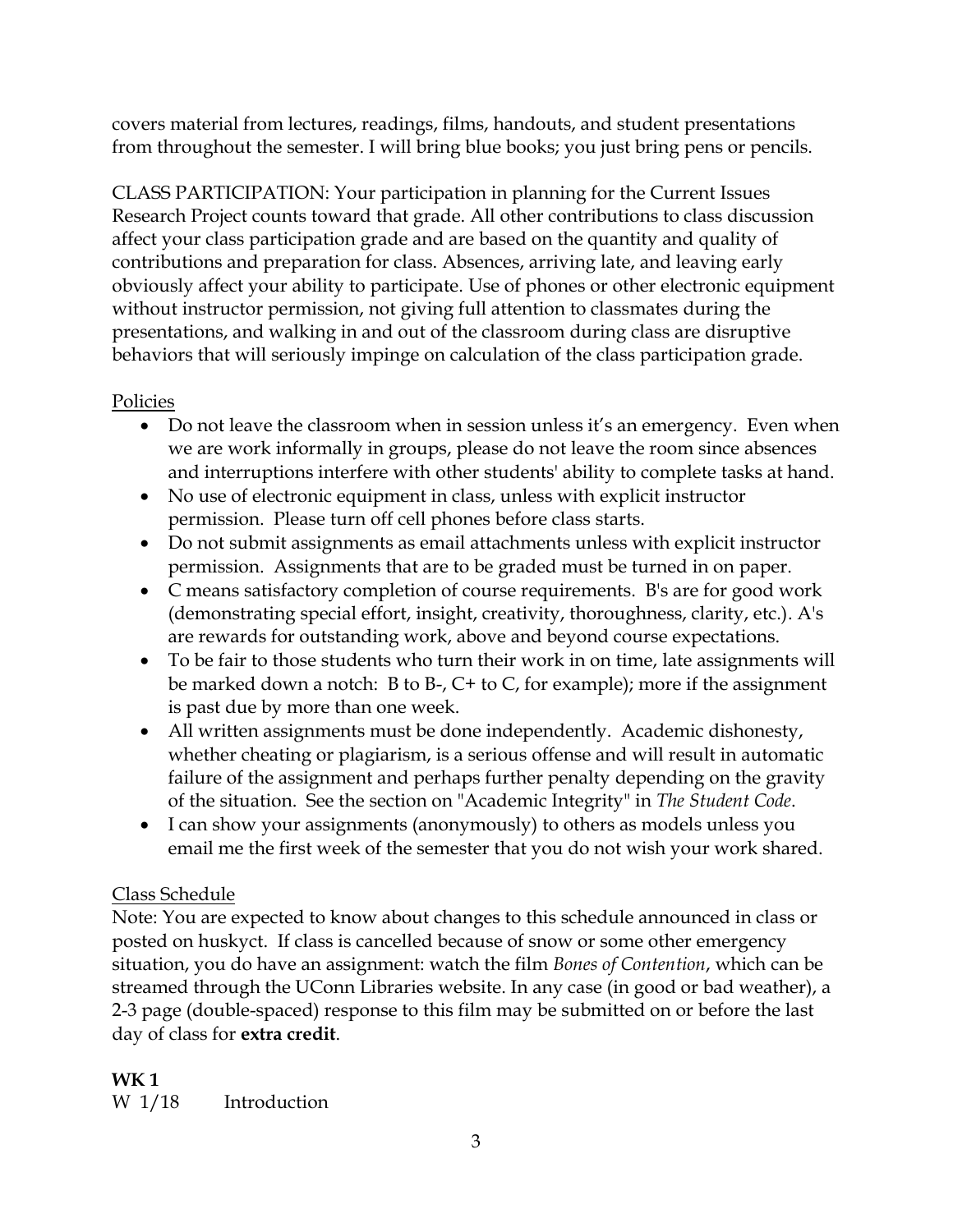covers material from lectures, readings, films, handouts, and student presentations from throughout the semester. I will bring blue books; you just bring pens or pencils.

CLASS PARTICIPATION: Your participation in planning for the Current Issues Research Project counts toward that grade. All other contributions to class discussion affect your class participation grade and are based on the quantity and quality of contributions and preparation for class. Absences, arriving late, and leaving early obviously affect your ability to participate. Use of phones or other electronic equipment without instructor permission, not giving full attention to classmates during the presentations, and walking in and out of the classroom during class are disruptive behaviors that will seriously impinge on calculation of the class participation grade.

## Policies

- Do not leave the classroom when in session unless it's an emergency. Even when we are work informally in groups, please do not leave the room since absences and interruptions interfere with other students' ability to complete tasks at hand.
- No use of electronic equipment in class, unless with explicit instructor permission. Please turn off cell phones before class starts.
- Do not submit assignments as email attachments unless with explicit instructor permission. Assignments that are to be graded must be turned in on paper.
- C means satisfactory completion of course requirements. B's are for good work (demonstrating special effort, insight, creativity, thoroughness, clarity, etc.). A's are rewards for outstanding work, above and beyond course expectations.
- To be fair to those students who turn their work in on time, late assignments will be marked down a notch: B to B-, C+ to C, for example); more if the assignment is past due by more than one week.
- All written assignments must be done independently. Academic dishonesty, whether cheating or plagiarism, is a serious offense and will result in automatic failure of the assignment and perhaps further penalty depending on the gravity of the situation. See the section on "Academic Integrity" in *The Student Code*.
- I can show your assignments (anonymously) to others as models unless you email me the first week of the semester that you do not wish your work shared.

## Class Schedule

Note: You are expected to know about changes to this schedule announced in class or posted on huskyct. If class is cancelled because of snow or some other emergency situation, you do have an assignment: watch the film *Bones of Contention*, which can be streamed through the UConn Libraries website. In any case (in good or bad weather), a 2-3 page (double-spaced) response to this film may be submitted on or before the last day of class for **extra credit**.

**WK 1**

W 1/18 Introduction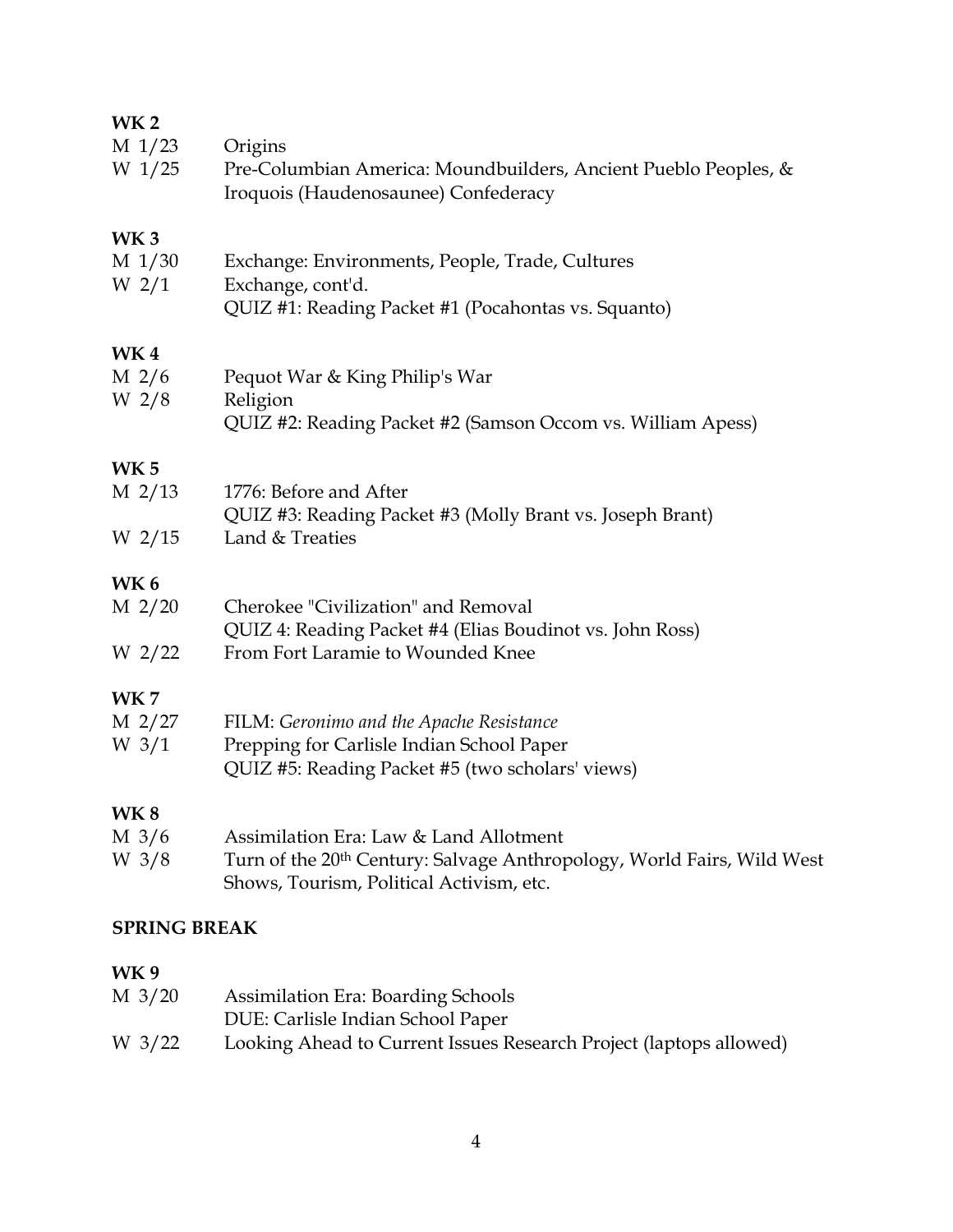**WK 2**

| | |
|---|---|
| M 1/23 | Origins |
| W 1/25 | Pre-Columbian America: Moundbuilders, Ancient Pueblo Peoples, & Iroquois (Haudenosaunee) Confederacy |

**WK 3**

| | |
|---|---|
| M 1/30 | Exchange: Environments, People, Trade, Cultures |
| W 2/1 | Exchange, cont'd. |
| | QUIZ #1: Reading Packet #1 (Pocahontas vs. Squanto) |

**WK 4**

| | |
|---|---|
| M 2/6 | Pequot War & King Philip's War |
| W 2/8 | Religion |
| | QUIZ #2: Reading Packet #2 (Samson Occom vs. William Apess) |

**WK 5**

| | |
|---|---|
| M 2/13 | 1776: Before and After |
| | QUIZ #3: Reading Packet #3 (Molly Brant vs. Joseph Brant) |
| W 2/15 | Land & Treaties |

**WK 6**

| | |
|---|---|
| M 2/20 | Cherokee "Civilization" and Removal |
| | QUIZ 4: Reading Packet #4 (Elias Boudinot vs. John Ross) |
| W 2/22 | From Fort Laramie to Wounded Knee |

**WK 7**

| | |
|---|---|
| M 2/27 | FILM: *Geronimo and the Apache Resistance* |
| W 3/1 | Prepping for Carlisle Indian School Paper |
| | QUIZ #5: Reading Packet #5 (two scholars' views) |

**WK 8**

| | |
|---|---|
| M 3/6 | Assimilation Era: Law & Land Allotment |
| W 3/8 | Turn of the 20th Century: Salvage Anthropology, World Fairs, Wild West Shows, Tourism, Political Activism, etc. |

**SPRING BREAK**

**WK 9**

| | |
|---|---|
| M 3/20 | Assimilation Era: Boarding Schools |
| | DUE: Carlisle Indian School Paper |
| W 3/22 | Looking Ahead to Current Issues Research Project (laptops allowed) |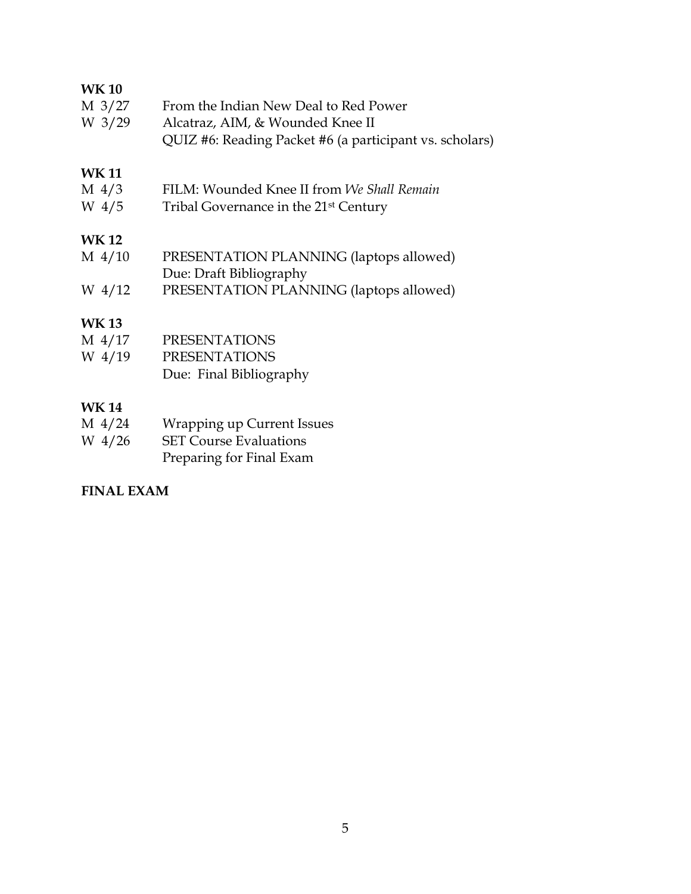**WK 10**

| | |
|---|---|
| M 3/27 | From the Indian New Deal to Red Power |
| W 3/29 | Alcatraz, AIM, & Wounded Knee II |
| | QUIZ #6: Reading Packet #6 (a participant vs. scholars) |

**WK 11**

| | |
|---|---|
| M 4/3 | FILM: Wounded Knee II from *We Shall Remain* |
| W 4/5 | Tribal Governance in the 21st Century |

**WK 12**

| | |
|---|---|
| M 4/10 | PRESENTATION PLANNING (laptops allowed) |
| | Due: Draft Bibliography |
| W 4/12 | PRESENTATION PLANNING (laptops allowed) |

**WK 13**

| | |
|---|---|
| M 4/17 | PRESENTATIONS |
| W 4/19 | PRESENTATIONS |
| | Due: Final Bibliography |

**WK 14**

| | |
|---|---|
| M 4/24 | Wrapping up Current Issues |
| W 4/26 | SET Course Evaluations |
| | Preparing for Final Exam |

**FINAL EXAM**